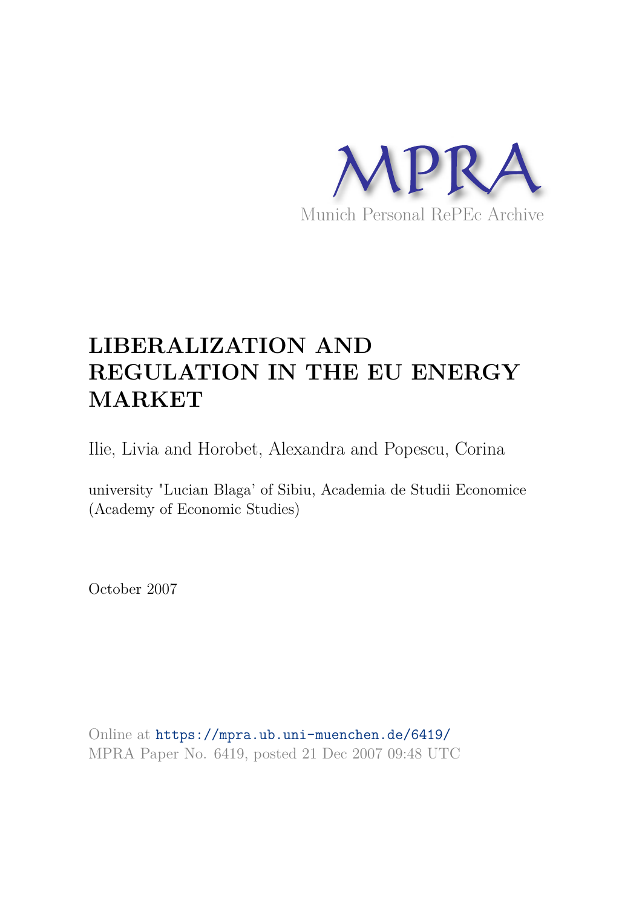MPRA

Munich Personal RePEc Archive

# LIBERALIZATION AND REGULATION IN THE EU ENERGY MARKET

Ilie, Livia and Horobet, Alexandra and Popescu, Corina

university "Lucian Blaga' of Sibiu, Academia de Studii Economice (Academy of Economic Studies)

October 2007

Online at https://mpra.ub.uni-muenchen.de/6419/
MPRA Paper No. 6419, posted 21 Dec 2007 09:48 UTC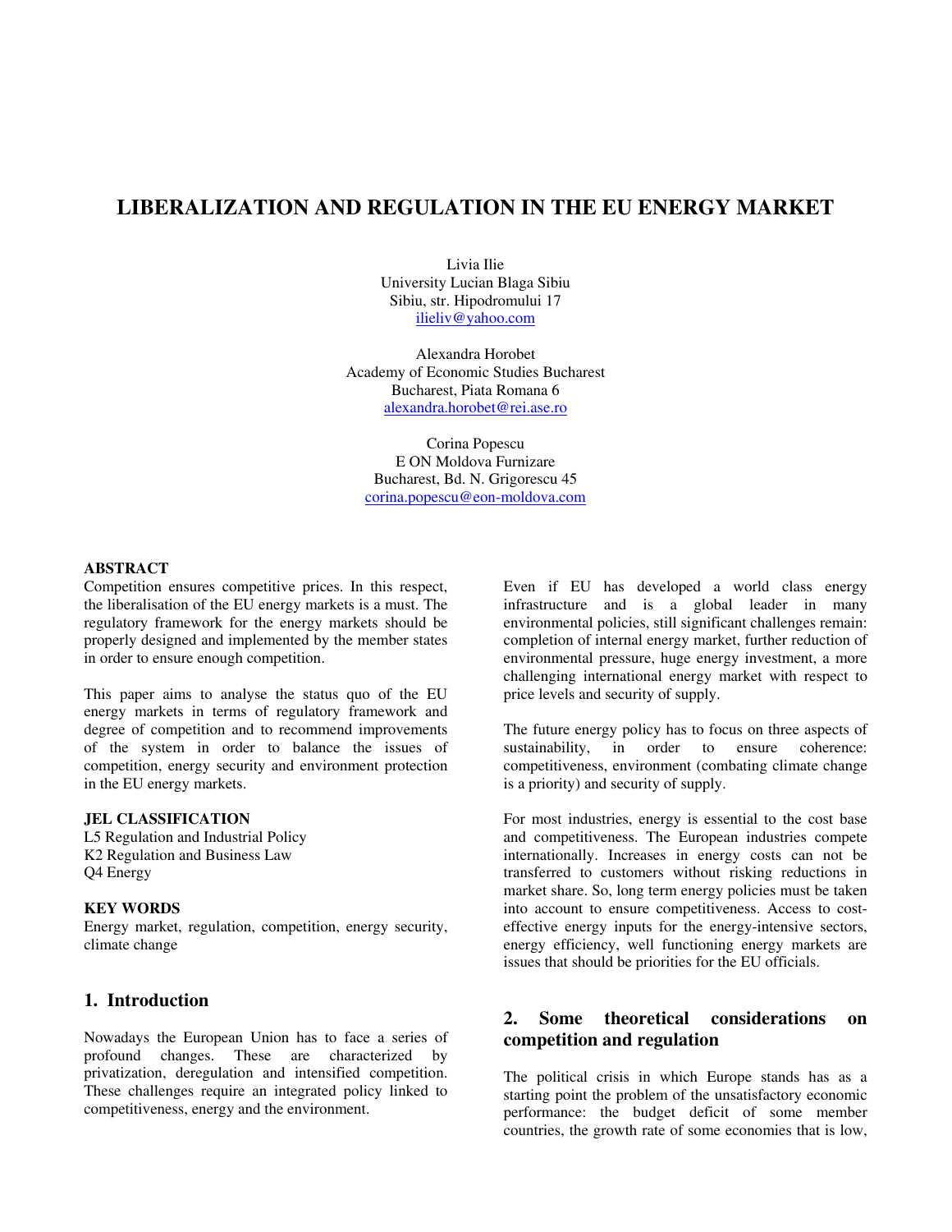# LIBERALIZATION AND REGULATION IN THE EU ENERGY MARKET

Livia Ilie
University Lucian Blaga Sibiu
Sibiu, str. Hipodromului 17
ilieliv@yahoo.com

Alexandra Horobet
Academy of Economic Studies Bucharest
Bucharest, Piata Romana 6
alexandra.horobet@rei.ase.ro

Corina Popescu
E ON Moldova Furnizare
Bucharest, Bd. N. Grigorescu 45
corina.popescu@eon-moldova.com

**ABSTRACT**

Competition ensures competitive prices. In this respect, the liberalisation of the EU energy markets is a must. The regulatory framework for the energy markets should be properly designed and implemented by the member states in order to ensure enough competition.

This paper aims to analyse the status quo of the EU energy markets in terms of regulatory framework and degree of competition and to recommend improvements of the system in order to balance the issues of competition, energy security and environment protection in the EU energy markets.

**JEL CLASSIFICATION**

L5 Regulation and Industrial Policy
K2 Regulation and Business Law
Q4 Energy

**KEY WORDS**

Energy market, regulation, competition, energy security, climate change

## 1. Introduction

Nowadays the European Union has to face a series of profound changes. These are characterized by privatization, deregulation and intensified competition. These challenges require an integrated policy linked to competitiveness, energy and the environment.

Even if EU has developed a world class energy infrastructure and is a global leader in many environmental policies, still significant challenges remain: completion of internal energy market, further reduction of environmental pressure, huge energy investment, a more challenging international energy market with respect to price levels and security of supply.

The future energy policy has to focus on three aspects of sustainability, in order to ensure coherence: competitiveness, environment (combating climate change is a priority) and security of supply.

For most industries, energy is essential to the cost base and competitiveness. The European industries compete internationally. Increases in energy costs can not be transferred to customers without risking reductions in market share. So, long term energy policies must be taken into account to ensure competitiveness. Access to cost-effective energy inputs for the energy-intensive sectors, energy efficiency, well functioning energy markets are issues that should be priorities for the EU officials.

## 2. Some theoretical considerations on competition and regulation

The political crisis in which Europe stands has as a starting point the problem of the unsatisfactory economic performance: the budget deficit of some member countries, the growth rate of some economies that is low,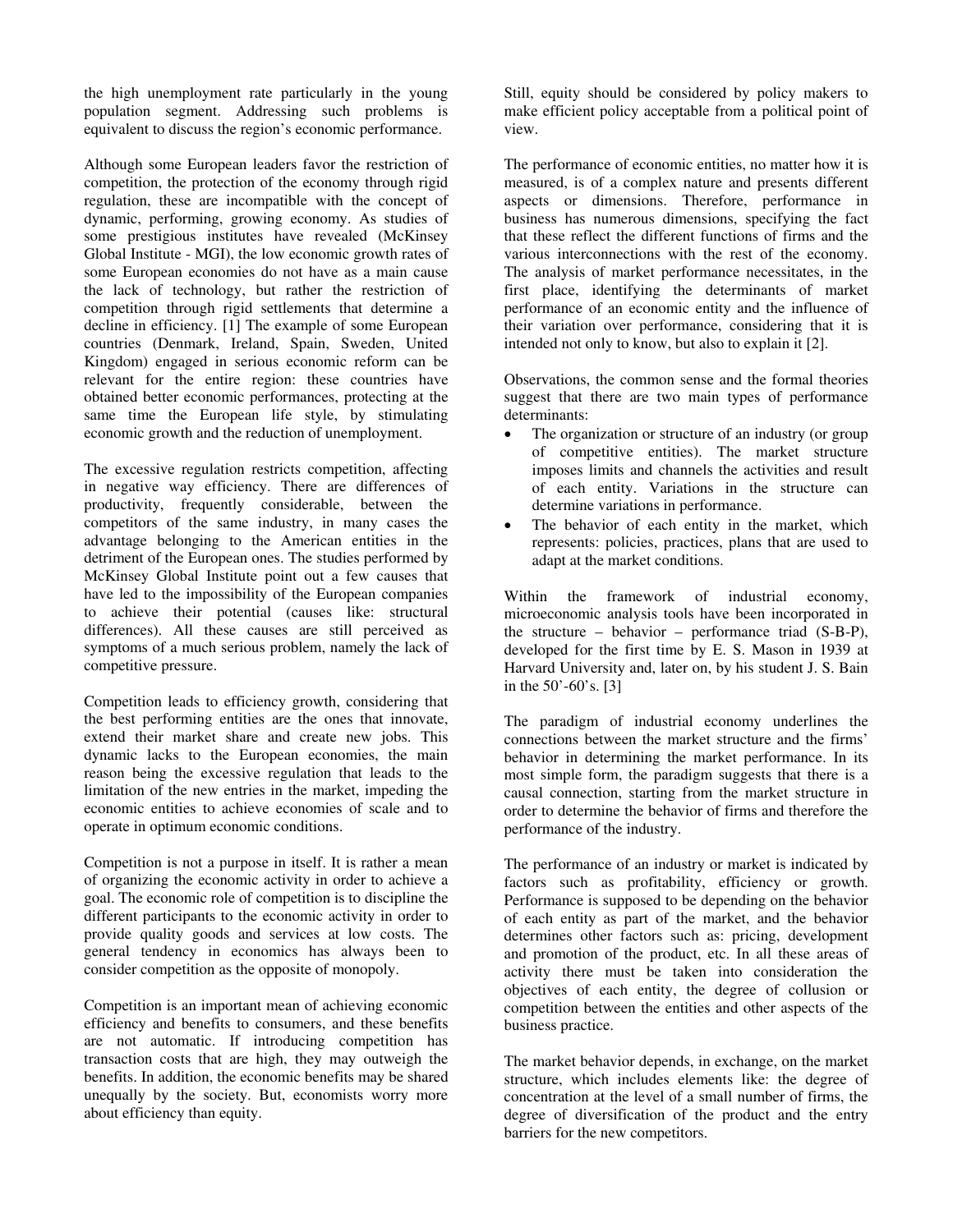the high unemployment rate particularly in the young population segment. Addressing such problems is equivalent to discuss the region's economic performance.

Although some European leaders favor the restriction of competition, the protection of the economy through rigid regulation, these are incompatible with the concept of dynamic, performing, growing economy. As studies of some prestigious institutes have revealed (McKinsey Global Institute - MGI), the low economic growth rates of some European economies do not have as a main cause the lack of technology, but rather the restriction of competition through rigid settlements that determine a decline in efficiency. [1] The example of some European countries (Denmark, Ireland, Spain, Sweden, United Kingdom) engaged in serious economic reform can be relevant for the entire region: these countries have obtained better economic performances, protecting at the same time the European life style, by stimulating economic growth and the reduction of unemployment.

The excessive regulation restricts competition, affecting in negative way efficiency. There are differences of productivity, frequently considerable, between the competitors of the same industry, in many cases the advantage belonging to the American entities in the detriment of the European ones. The studies performed by McKinsey Global Institute point out a few causes that have led to the impossibility of the European companies to achieve their potential (causes like: structural differences). All these causes are still perceived as symptoms of a much serious problem, namely the lack of competitive pressure.

Competition leads to efficiency growth, considering that the best performing entities are the ones that innovate, extend their market share and create new jobs. This dynamic lacks to the European economies, the main reason being the excessive regulation that leads to the limitation of the new entries in the market, impeding the economic entities to achieve economies of scale and to operate in optimum economic conditions.

Competition is not a purpose in itself. It is rather a mean of organizing the economic activity in order to achieve a goal. The economic role of competition is to discipline the different participants to the economic activity in order to provide quality goods and services at low costs. The general tendency in economics has always been to consider competition as the opposite of monopoly.

Competition is an important mean of achieving economic efficiency and benefits to consumers, and these benefits are not automatic. If introducing competition has transaction costs that are high, they may outweigh the benefits. In addition, the economic benefits may be shared unequally by the society. But, economists worry more about efficiency than equity.

Still, equity should be considered by policy makers to make efficient policy acceptable from a political point of view.

The performance of economic entities, no matter how it is measured, is of a complex nature and presents different aspects or dimensions. Therefore, performance in business has numerous dimensions, specifying the fact that these reflect the different functions of firms and the various interconnections with the rest of the economy. The analysis of market performance necessitates, in the first place, identifying the determinants of market performance of an economic entity and the influence of their variation over performance, considering that it is intended not only to know, but also to explain it [2].

Observations, the common sense and the formal theories suggest that there are two main types of performance determinants:

- The organization or structure of an industry (or group of competitive entities). The market structure imposes limits and channels the activities and result of each entity. Variations in the structure can determine variations in performance.
- The behavior of each entity in the market, which represents: policies, practices, plans that are used to adapt at the market conditions.

Within the framework of industrial economy, microeconomic analysis tools have been incorporated in the structure – behavior – performance triad (S-B-P), developed for the first time by E. S. Mason in 1939 at Harvard University and, later on, by his student J. S. Bain in the 50'-60's. [3]

The paradigm of industrial economy underlines the connections between the market structure and the firms' behavior in determining the market performance. In its most simple form, the paradigm suggests that there is a causal connection, starting from the market structure in order to determine the behavior of firms and therefore the performance of the industry.

The performance of an industry or market is indicated by factors such as profitability, efficiency or growth. Performance is supposed to be depending on the behavior of each entity as part of the market, and the behavior determines other factors such as: pricing, development and promotion of the product, etc. In all these areas of activity there must be taken into consideration the objectives of each entity, the degree of collusion or competition between the entities and other aspects of the business practice.

The market behavior depends, in exchange, on the market structure, which includes elements like: the degree of concentration at the level of a small number of firms, the degree of diversification of the product and the entry barriers for the new competitors.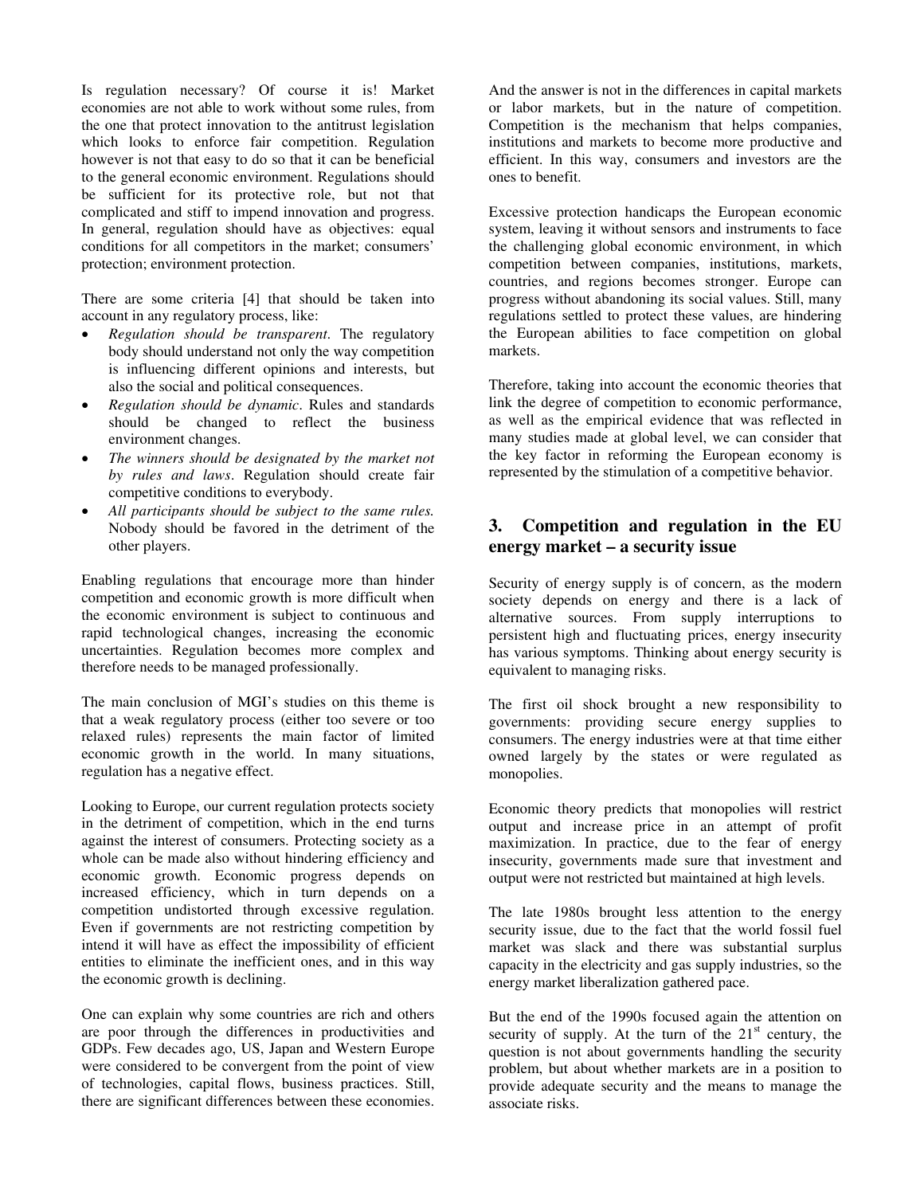Is regulation necessary? Of course it is! Market economies are not able to work without some rules, from the one that protect innovation to the antitrust legislation which looks to enforce fair competition. Regulation however is not that easy to do so that it can be beneficial to the general economic environment. Regulations should be sufficient for its protective role, but not that complicated and stiff to impend innovation and progress. In general, regulation should have as objectives: equal conditions for all competitors in the market; consumers' protection; environment protection.

There are some criteria [4] that should be taken into account in any regulatory process, like:

- *Regulation should be transparent*. The regulatory body should understand not only the way competition is influencing different opinions and interests, but also the social and political consequences.
- *Regulation should be dynamic*. Rules and standards should be changed to reflect the business environment changes.
- *The winners should be designated by the market not by rules and laws*. Regulation should create fair competitive conditions to everybody.
- *All participants should be subject to the same rules.* Nobody should be favored in the detriment of the other players.

Enabling regulations that encourage more than hinder competition and economic growth is more difficult when the economic environment is subject to continuous and rapid technological changes, increasing the economic uncertainties. Regulation becomes more complex and therefore needs to be managed professionally.

The main conclusion of MGI's studies on this theme is that a weak regulatory process (either too severe or too relaxed rules) represents the main factor of limited economic growth in the world. In many situations, regulation has a negative effect.

Looking to Europe, our current regulation protects society in the detriment of competition, which in the end turns against the interest of consumers. Protecting society as a whole can be made also without hindering efficiency and economic growth. Economic progress depends on increased efficiency, which in turn depends on a competition undistorted through excessive regulation. Even if governments are not restricting competition by intend it will have as effect the impossibility of efficient entities to eliminate the inefficient ones, and in this way the economic growth is declining.

One can explain why some countries are rich and others are poor through the differences in productivities and GDPs. Few decades ago, US, Japan and Western Europe were considered to be convergent from the point of view of technologies, capital flows, business practices. Still, there are significant differences between these economies. And the answer is not in the differences in capital markets or labor markets, but in the nature of competition. Competition is the mechanism that helps companies, institutions and markets to become more productive and efficient. In this way, consumers and investors are the ones to benefit.

Excessive protection handicaps the European economic system, leaving it without sensors and instruments to face the challenging global economic environment, in which competition between companies, institutions, markets, countries, and regions becomes stronger. Europe can progress without abandoning its social values. Still, many regulations settled to protect these values, are hindering the European abilities to face competition on global markets.

Therefore, taking into account the economic theories that link the degree of competition to economic performance, as well as the empirical evidence that was reflected in many studies made at global level, we can consider that the key factor in reforming the European economy is represented by the stimulation of a competitive behavior.

## 3. Competition and regulation in the EU energy market – a security issue

Security of energy supply is of concern, as the modern society depends on energy and there is a lack of alternative sources. From supply interruptions to persistent high and fluctuating prices, energy insecurity has various symptoms. Thinking about energy security is equivalent to managing risks.

The first oil shock brought a new responsibility to governments: providing secure energy supplies to consumers. The energy industries were at that time either owned largely by the states or were regulated as monopolies.

Economic theory predicts that monopolies will restrict output and increase price in an attempt of profit maximization. In practice, due to the fear of energy insecurity, governments made sure that investment and output were not restricted but maintained at high levels.

The late 1980s brought less attention to the energy security issue, due to the fact that the world fossil fuel market was slack and there was substantial surplus capacity in the electricity and gas supply industries, so the energy market liberalization gathered pace.

But the end of the 1990s focused again the attention on security of supply. At the turn of the 21st century, the question is not about governments handling the security problem, but about whether markets are in a position to provide adequate security and the means to manage the associate risks.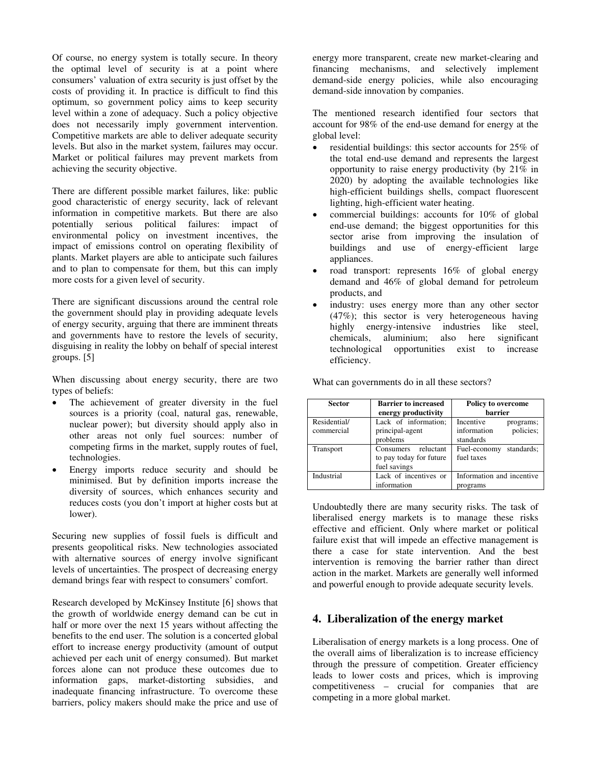Of course, no energy system is totally secure. In theory the optimal level of security is at a point where consumers' valuation of extra security is just offset by the costs of providing it. In practice is difficult to find this optimum, so government policy aims to keep security level within a zone of adequacy. Such a policy objective does not necessarily imply government intervention. Competitive markets are able to deliver adequate security levels. But also in the market system, failures may occur. Market or political failures may prevent markets from achieving the security objective.

There are different possible market failures, like: public good characteristic of energy security, lack of relevant information in competitive markets. But there are also potentially serious political failures: impact of environmental policy on investment incentives, the impact of emissions control on operating flexibility of plants. Market players are able to anticipate such failures and to plan to compensate for them, but this can imply more costs for a given level of security.

There are significant discussions around the central role the government should play in providing adequate levels of energy security, arguing that there are imminent threats and governments have to restore the levels of security, disguising in reality the lobby on behalf of special interest groups. [5]

When discussing about energy security, there are two types of beliefs:

- The achievement of greater diversity in the fuel sources is a priority (coal, natural gas, renewable, nuclear power); but diversity should apply also in other areas not only fuel sources: number of competing firms in the market, supply routes of fuel, technologies.
- Energy imports reduce security and should be minimised. But by definition imports increase the diversity of sources, which enhances security and reduces costs (you don't import at higher costs but at lower).

Securing new supplies of fossil fuels is difficult and presents geopolitical risks. New technologies associated with alternative sources of energy involve significant levels of uncertainties. The prospect of decreasing energy demand brings fear with respect to consumers' comfort.

Research developed by McKinsey Institute [6] shows that the growth of worldwide energy demand can be cut in half or more over the next 15 years without affecting the benefits to the end user. The solution is a concerted global effort to increase energy productivity (amount of output achieved per each unit of energy consumed). But market forces alone can not produce these outcomes due to information gaps, market-distorting subsidies, and inadequate financing infrastructure. To overcome these barriers, policy makers should make the price and use of energy more transparent, create new market-clearing and financing mechanisms, and selectively implement demand-side energy policies, while also encouraging demand-side innovation by companies.

The mentioned research identified four sectors that account for 98% of the end-use demand for energy at the global level:

- residential buildings: this sector accounts for 25% of the total end-use demand and represents the largest opportunity to raise energy productivity (by 21% in 2020) by adopting the available technologies like high-efficient buildings shells, compact fluorescent lighting, high-efficient water heating.
- commercial buildings: accounts for 10% of global end-use demand; the biggest opportunities for this sector arise from improving the insulation of buildings and use of energy-efficient large appliances.
- road transport: represents 16% of global energy demand and 46% of global demand for petroleum products, and
- industry: uses energy more than any other sector (47%); this sector is very heterogeneous having highly energy-intensive industries like steel, chemicals, aluminium; also here significant technological opportunities exist to increase efficiency.

What can governments do in all these sectors?

| Sector | Barrier to increased energy productivity | Policy to overcome barrier |
|---|---|---|
| Residential/ commercial | Lack of information; principal-agent problems | Incentive programs; information policies; standards |
| Transport | Consumers reluctant to pay today for future fuel savings | Fuel-economy standards; fuel taxes |
| Industrial | Lack of incentives or information | Information and incentive programs |

Undoubtedly there are many security risks. The task of liberalised energy markets is to manage these risks effective and efficient. Only where market or political failure exist that will impede an effective management is there a case for state intervention. And the best intervention is removing the barrier rather than direct action in the market. Markets are generally well informed and powerful enough to provide adequate security levels.

## 4. Liberalization of the energy market

Liberalisation of energy markets is a long process. One of the overall aims of liberalization is to increase efficiency through the pressure of competition. Greater efficiency leads to lower costs and prices, which is improving competitiveness – crucial for companies that are competing in a more global market.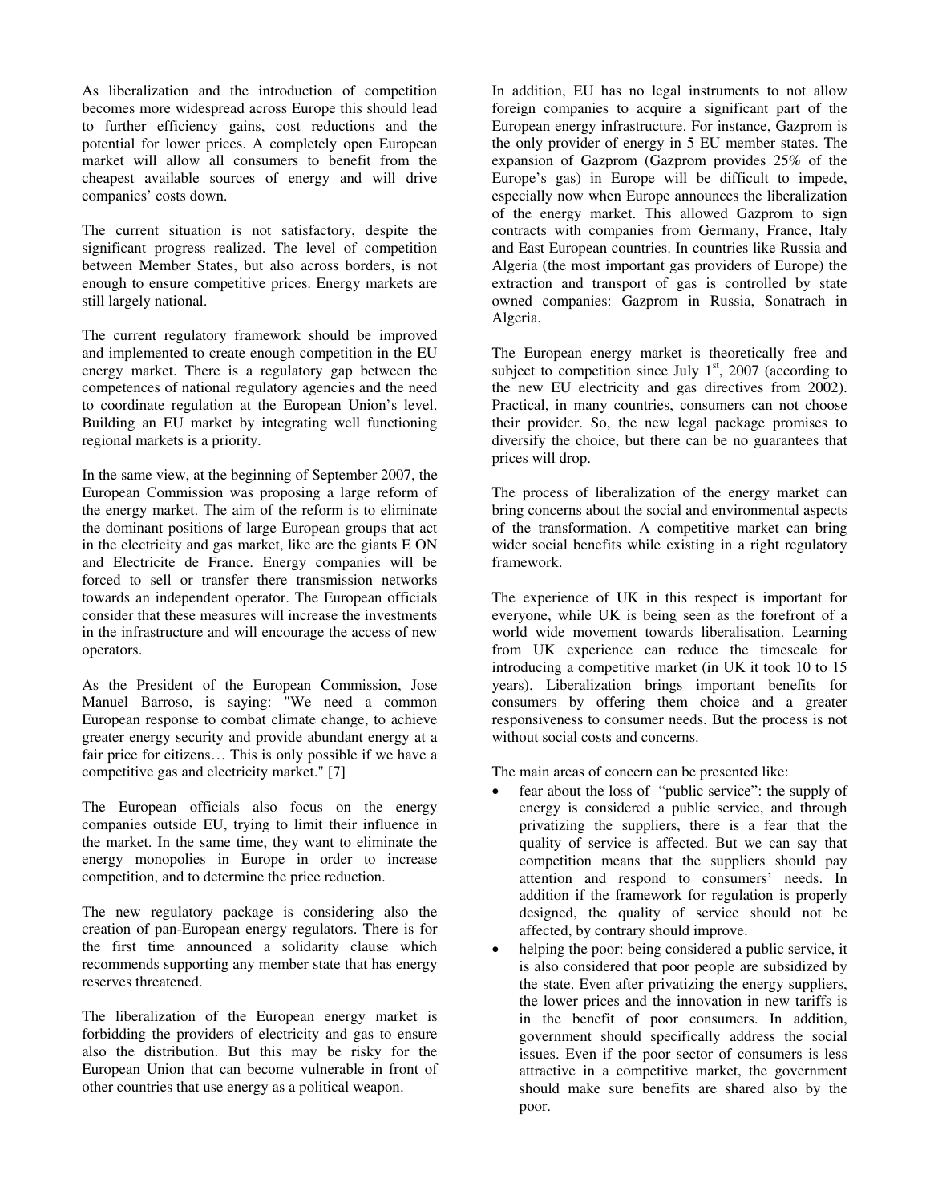As liberalization and the introduction of competition becomes more widespread across Europe this should lead to further efficiency gains, cost reductions and the potential for lower prices. A completely open European market will allow all consumers to benefit from the cheapest available sources of energy and will drive companies' costs down.

The current situation is not satisfactory, despite the significant progress realized. The level of competition between Member States, but also across borders, is not enough to ensure competitive prices. Energy markets are still largely national.

The current regulatory framework should be improved and implemented to create enough competition in the EU energy market. There is a regulatory gap between the competences of national regulatory agencies and the need to coordinate regulation at the European Union's level. Building an EU market by integrating well functioning regional markets is a priority.

In the same view, at the beginning of September 2007, the European Commission was proposing a large reform of the energy market. The aim of the reform is to eliminate the dominant positions of large European groups that act in the electricity and gas market, like are the giants E ON and Electricite de France. Energy companies will be forced to sell or transfer there transmission networks towards an independent operator. The European officials consider that these measures will increase the investments in the infrastructure and will encourage the access of new operators.

As the President of the European Commission, Jose Manuel Barroso, is saying: "We need a common European response to combat climate change, to achieve greater energy security and provide abundant energy at a fair price for citizens… This is only possible if we have a competitive gas and electricity market." [7]

The European officials also focus on the energy companies outside EU, trying to limit their influence in the market. In the same time, they want to eliminate the energy monopolies in Europe in order to increase competition, and to determine the price reduction.

The new regulatory package is considering also the creation of pan-European energy regulators. There is for the first time announced a solidarity clause which recommends supporting any member state that has energy reserves threatened.

The liberalization of the European energy market is forbidding the providers of electricity and gas to ensure also the distribution. But this may be risky for the European Union that can become vulnerable in front of other countries that use energy as a political weapon.

In addition, EU has no legal instruments to not allow foreign companies to acquire a significant part of the European energy infrastructure. For instance, Gazprom is the only provider of energy in 5 EU member states. The expansion of Gazprom (Gazprom provides 25% of the Europe's gas) in Europe will be difficult to impede, especially now when Europe announces the liberalization of the energy market. This allowed Gazprom to sign contracts with companies from Germany, France, Italy and East European countries. In countries like Russia and Algeria (the most important gas providers of Europe) the extraction and transport of gas is controlled by state owned companies: Gazprom in Russia, Sonatrach in Algeria.

The European energy market is theoretically free and subject to competition since July 1st, 2007 (according to the new EU electricity and gas directives from 2002). Practical, in many countries, consumers can not choose their provider. So, the new legal package promises to diversify the choice, but there can be no guarantees that prices will drop.

The process of liberalization of the energy market can bring concerns about the social and environmental aspects of the transformation. A competitive market can bring wider social benefits while existing in a right regulatory framework.

The experience of UK in this respect is important for everyone, while UK is being seen as the forefront of a world wide movement towards liberalisation. Learning from UK experience can reduce the timescale for introducing a competitive market (in UK it took 10 to 15 years). Liberalization brings important benefits for consumers by offering them choice and a greater responsiveness to consumer needs. But the process is not without social costs and concerns.

The main areas of concern can be presented like:

- fear about the loss of "public service": the supply of energy is considered a public service, and through privatizing the suppliers, there is a fear that the quality of service is affected. But we can say that competition means that the suppliers should pay attention and respond to consumers' needs. In addition if the framework for regulation is properly designed, the quality of service should not be affected, by contrary should improve.
- helping the poor: being considered a public service, it is also considered that poor people are subsidized by the state. Even after privatizing the energy suppliers, the lower prices and the innovation in new tariffs is in the benefit of poor consumers. In addition, government should specifically address the social issues. Even if the poor sector of consumers is less attractive in a competitive market, the government should make sure benefits are shared also by the poor.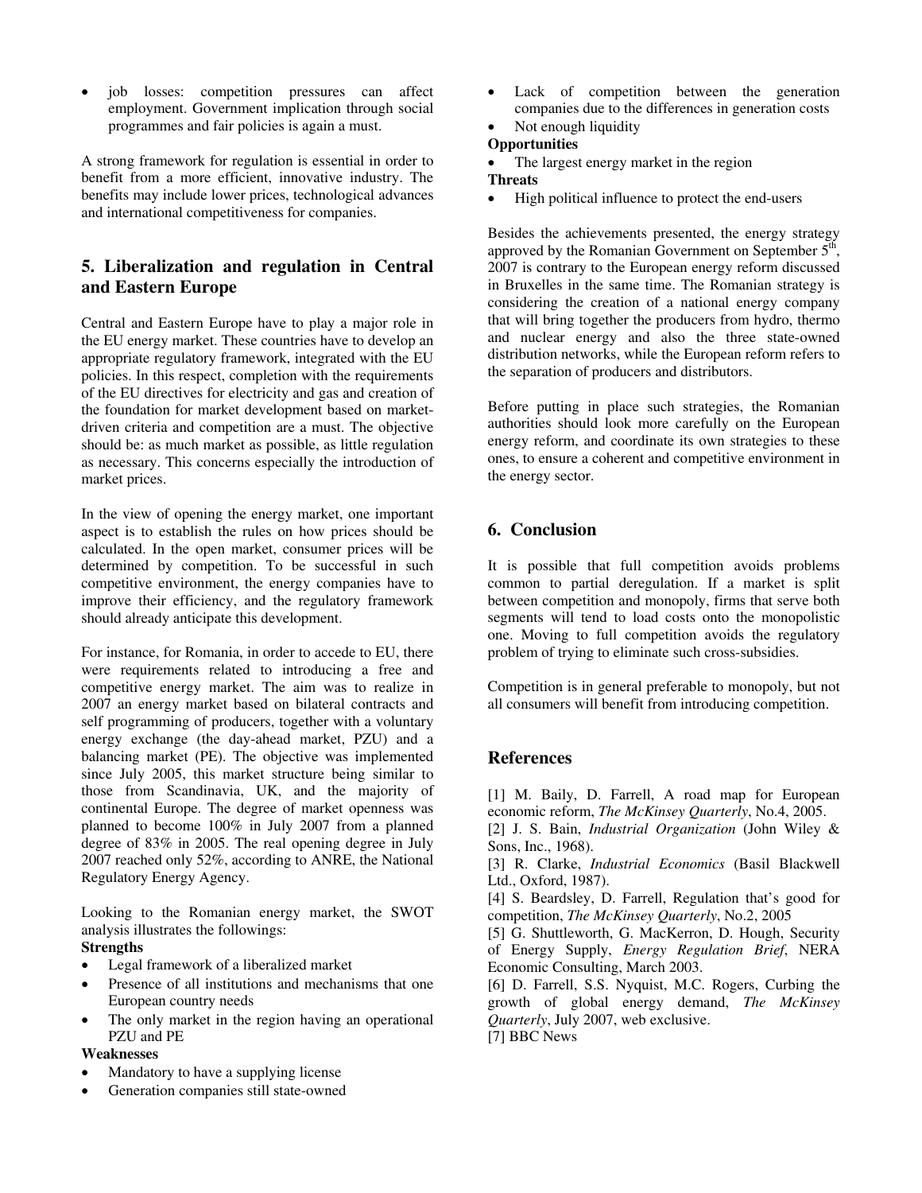- job losses: competition pressures can affect employment. Government implication through social programmes and fair policies is again a must.

A strong framework for regulation is essential in order to benefit from a more efficient, innovative industry. The benefits may include lower prices, technological advances and international competitiveness for companies.

## 5. Liberalization and regulation in Central and Eastern Europe

Central and Eastern Europe have to play a major role in the EU energy market. These countries have to develop an appropriate regulatory framework, integrated with the EU policies. In this respect, completion with the requirements of the EU directives for electricity and gas and creation of the foundation for market development based on market-driven criteria and competition are a must. The objective should be: as much market as possible, as little regulation as necessary. This concerns especially the introduction of market prices.

In the view of opening the energy market, one important aspect is to establish the rules on how prices should be calculated. In the open market, consumer prices will be determined by competition. To be successful in such competitive environment, the energy companies have to improve their efficiency, and the regulatory framework should already anticipate this development.

For instance, for Romania, in order to accede to EU, there were requirements related to introducing a free and competitive energy market. The aim was to realize in 2007 an energy market based on bilateral contracts and self programming of producers, together with a voluntary energy exchange (the day-ahead market, PZU) and a balancing market (PE). The objective was implemented since July 2005, this market structure being similar to those from Scandinavia, UK, and the majority of continental Europe. The degree of market openness was planned to become 100% in July 2007 from a planned degree of 83% in 2005. The real opening degree in July 2007 reached only 52%, according to ANRE, the National Regulatory Energy Agency.

Looking to the Romanian energy market, the SWOT analysis illustrates the followings:

**Strengths**

- Legal framework of a liberalized market
- Presence of all institutions and mechanisms that one European country needs
- The only market in the region having an operational PZU and PE

**Weaknesses**

- Mandatory to have a supplying license
- Generation companies still state-owned
- Lack of competition between the generation companies due to the differences in generation costs
- Not enough liquidity

**Opportunities**

- The largest energy market in the region

**Threats**

- High political influence to protect the end-users

Besides the achievements presented, the energy strategy approved by the Romanian Government on September 5th, 2007 is contrary to the European energy reform discussed in Bruxelles in the same time. The Romanian strategy is considering the creation of a national energy company that will bring together the producers from hydro, thermo and nuclear energy and also the three state-owned distribution networks, while the European reform refers to the separation of producers and distributors.

Before putting in place such strategies, the Romanian authorities should look more carefully on the European energy reform, and coordinate its own strategies to these ones, to ensure a coherent and competitive environment in the energy sector.

## 6. Conclusion

It is possible that full competition avoids problems common to partial deregulation. If a market is split between competition and monopoly, firms that serve both segments will tend to load costs onto the monopolistic one. Moving to full competition avoids the regulatory problem of trying to eliminate such cross-subsidies.

Competition is in general preferable to monopoly, but not all consumers will benefit from introducing competition.

## References

[1] M. Baily, D. Farrell, A road map for European economic reform, *The McKinsey Quarterly*, No.4, 2005.

[2] J. S. Bain, *Industrial Organization* (John Wiley & Sons, Inc., 1968).

[3] R. Clarke, *Industrial Economics* (Basil Blackwell Ltd., Oxford, 1987).

[4] S. Beardsley, D. Farrell, Regulation that's good for competition, *The McKinsey Quarterly*, No.2, 2005

[5] G. Shuttleworth, G. MacKerron, D. Hough, Security of Energy Supply, *Energy Regulation Brief*, NERA Economic Consulting, March 2003.

[6] D. Farrell, S.S. Nyquist, M.C. Rogers, Curbing the growth of global energy demand, *The McKinsey Quarterly*, July 2007, web exclusive.

[7] BBC News